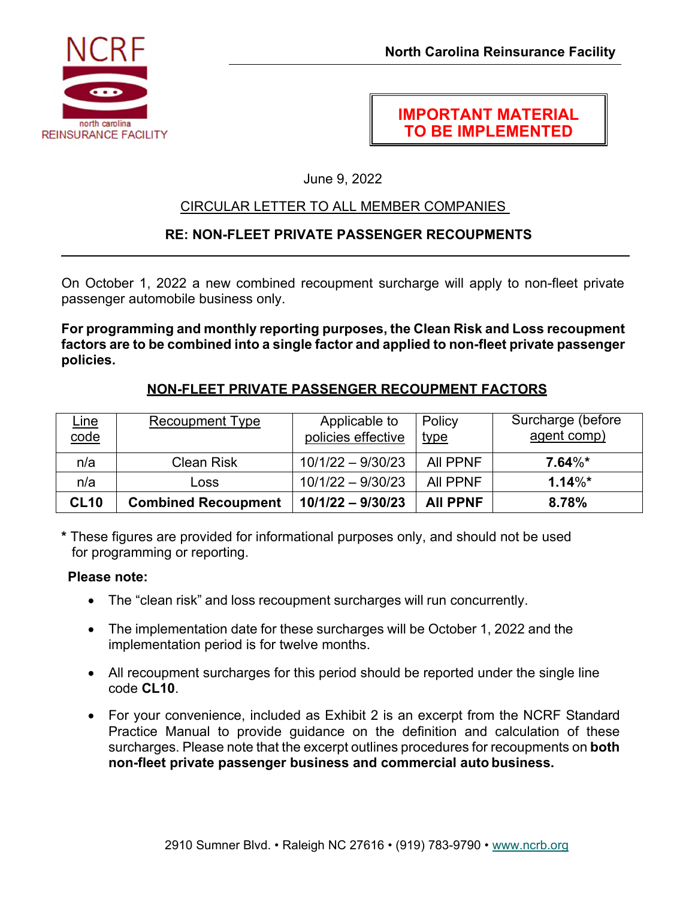NCRF
north carolina
REINSURANCE FACILITY

**North Carolina Reinsurance Facility**

**IMPORTANT MATERIAL TO BE IMPLEMENTED**

June 9, 2022

CIRCULAR LETTER TO ALL MEMBER COMPANIES

**RE: NON-FLEET PRIVATE PASSENGER RECOUPMENTS**

---

On October 1, 2022 a new combined recoupment surcharge will apply to non-fleet private passenger automobile business only.

**For programming and monthly reporting purposes, the Clean Risk and Loss recoupment factors are to be combined into a single factor and applied to non-fleet private passenger policies.**

## NON-FLEET PRIVATE PASSENGER RECOUPMENT FACTORS

| Line code | Recoupment Type | Applicable to policies effective | Policy type | Surcharge (before agent comp) |
|---|---|---|---|---|
| n/a | Clean Risk | 10/1/22 – 9/30/23 | All PPNF | **7.64**%* |
| n/a | Loss | 10/1/22 – 9/30/23 | All PPNF | **1.14**%* |
| **CL10** | **Combined Recoupment** | **10/1/22 – 9/30/23** | **All PPNF** | **8.78%** |

**\*** These figures are provided for informational purposes only, and should not be used for programming or reporting.

**Please note:**

- The "clean risk" and loss recoupment surcharges will run concurrently.
- The implementation date for these surcharges will be October 1, 2022 and the implementation period is for twelve months.
- All recoupment surcharges for this period should be reported under the single line code **CL10**.
- For your convenience, included as Exhibit 2 is an excerpt from the NCRF Standard Practice Manual to provide guidance on the definition and calculation of these surcharges. Please note that the excerpt outlines procedures for recoupments on **both non-fleet private passenger business and commercial auto business.**

2910 Sumner Blvd. • Raleigh NC 27616 • (919) 783-9790 • www.ncrb.org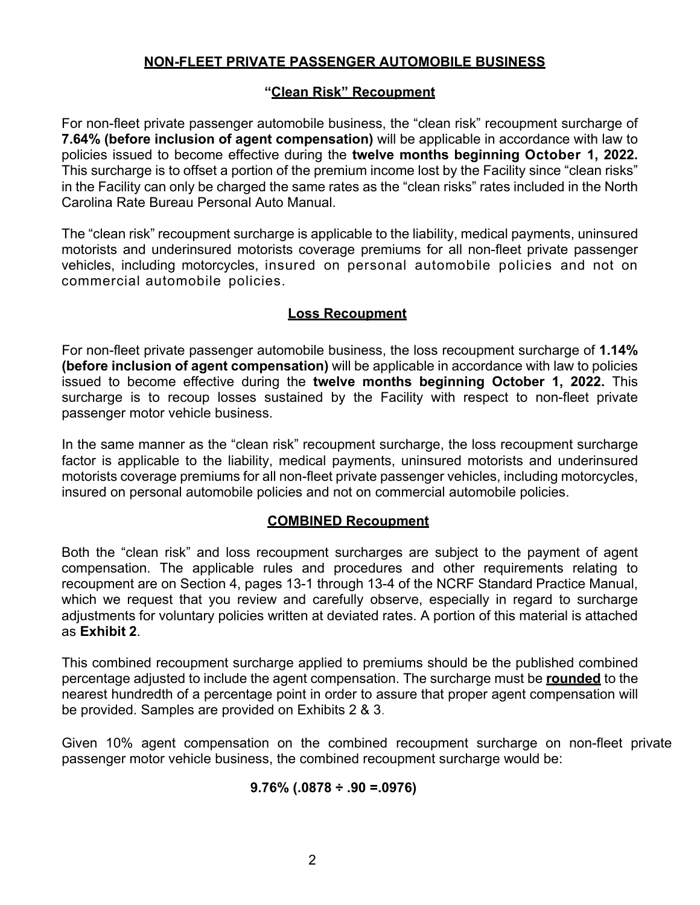## NON-FLEET PRIVATE PASSENGER AUTOMOBILE BUSINESS

### "Clean Risk" Recoupment

For non-fleet private passenger automobile business, the "clean risk" recoupment surcharge of **7.64% (before inclusion of agent compensation)** will be applicable in accordance with law to policies issued to become effective during the **twelve months beginning October 1, 2022.** This surcharge is to offset a portion of the premium income lost by the Facility since "clean risks" in the Facility can only be charged the same rates as the "clean risks" rates included in the North Carolina Rate Bureau Personal Auto Manual.

The "clean risk" recoupment surcharge is applicable to the liability, medical payments, uninsured motorists and underinsured motorists coverage premiums for all non-fleet private passenger vehicles, including motorcycles, insured on personal automobile policies and not on commercial automobile policies.

### Loss Recoupment

For non-fleet private passenger automobile business, the loss recoupment surcharge of **1.14% (before inclusion of agent compensation)** will be applicable in accordance with law to policies issued to become effective during the **twelve months beginning October 1, 2022.** This surcharge is to recoup losses sustained by the Facility with respect to non-fleet private passenger motor vehicle business.

In the same manner as the "clean risk" recoupment surcharge, the loss recoupment surcharge factor is applicable to the liability, medical payments, uninsured motorists and underinsured motorists coverage premiums for all non-fleet private passenger vehicles, including motorcycles, insured on personal automobile policies and not on commercial automobile policies.

### COMBINED Recoupment

Both the "clean risk" and loss recoupment surcharges are subject to the payment of agent compensation. The applicable rules and procedures and other requirements relating to recoupment are on Section 4, pages 13-1 through 13-4 of the NCRF Standard Practice Manual, which we request that you review and carefully observe, especially in regard to surcharge adjustments for voluntary policies written at deviated rates. A portion of this material is attached as **Exhibit 2**.

This combined recoupment surcharge applied to premiums should be the published combined percentage adjusted to include the agent compensation. The surcharge must be **rounded** to the nearest hundredth of a percentage point in order to assure that proper agent compensation will be provided. Samples are provided on Exhibits 2 & 3.

Given 10% agent compensation on the combined recoupment surcharge on non-fleet private passenger motor vehicle business, the combined recoupment surcharge would be:

**9.76% (.0878 ÷ .90 =.0976)**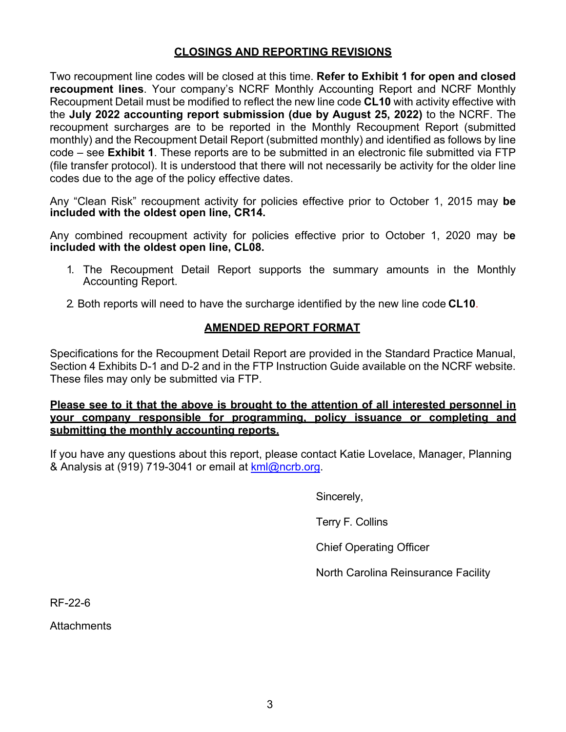## CLOSINGS AND REPORTING REVISIONS

Two recoupment line codes will be closed at this time. **Refer to Exhibit 1 for open and closed recoupment lines**. Your company's NCRF Monthly Accounting Report and NCRF Monthly Recoupment Detail must be modified to reflect the new line code **CL10** with activity effective with the **July 2022 accounting report submission (due by August 25, 2022)** to the NCRF. The recoupment surcharges are to be reported in the Monthly Recoupment Report (submitted monthly) and the Recoupment Detail Report (submitted monthly) and identified as follows by line code – see **Exhibit 1**. These reports are to be submitted in an electronic file submitted via FTP (file transfer protocol). It is understood that there will not necessarily be activity for the older line codes due to the age of the policy effective dates.

Any "Clean Risk" recoupment activity for policies effective prior to October 1, 2015 may **be included with the oldest open line, CR14.**

Any combined recoupment activity for policies effective prior to October 1, 2020 may b**e included with the oldest open line, CL08.**

1. The Recoupment Detail Report supports the summary amounts in the Monthly Accounting Report.
2. Both reports will need to have the surcharge identified by the new line code **CL10**.

## AMENDED REPORT FORMAT

Specifications for the Recoupment Detail Report are provided in the Standard Practice Manual, Section 4 Exhibits D-1 and D-2 and in the FTP Instruction Guide available on the NCRF website. These files may only be submitted via FTP.

**Please see to it that the above is brought to the attention of all interested personnel in your company responsible for programming, policy issuance or completing and submitting the monthly accounting reports.**

If you have any questions about this report, please contact Katie Lovelace, Manager, Planning & Analysis at (919) 719-3041 or email at kml@ncrb.org.

Sincerely,

Terry F. Collins

Chief Operating Officer

North Carolina Reinsurance Facility

RF-22-6

Attachments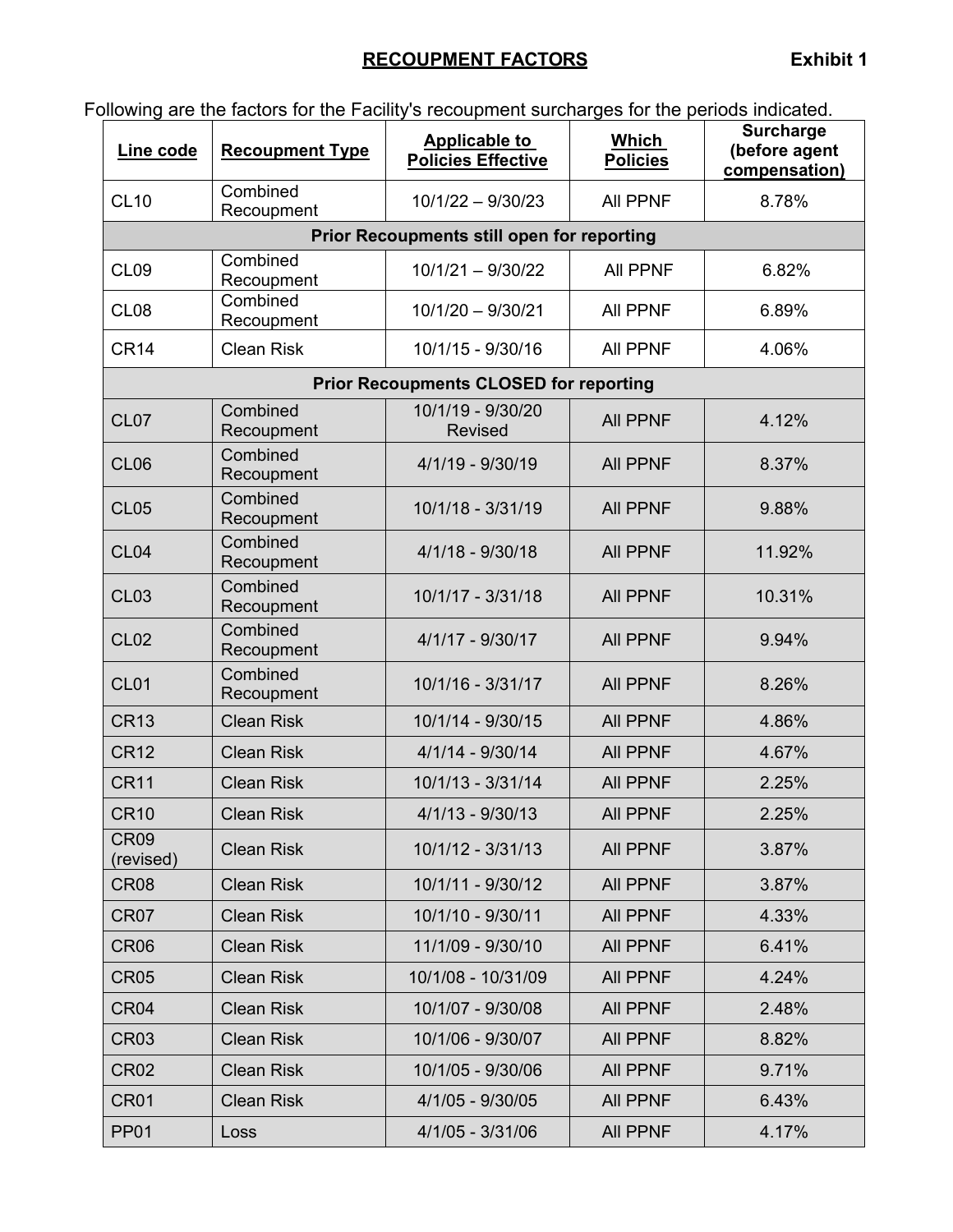## RECOUPMENT FACTORS

**Exhibit 1**

Following are the factors for the Facility's recoupment surcharges for the periods indicated.

| Line code | Recoupment Type | Applicable to Policies Effective | Which Policies | Surcharge (before agent compensation) |
|---|---|---|---|---|
| CL10 | Combined Recoupment | 10/1/22 – 9/30/23 | All PPNF | 8.78% |
| **Prior Recoupments still open for reporting** | | | | |
| CL09 | Combined Recoupment | 10/1/21 – 9/30/22 | All PPNF | 6.82% |
| CL08 | Combined Recoupment | 10/1/20 – 9/30/21 | All PPNF | 6.89% |
| CR14 | Clean Risk | 10/1/15 - 9/30/16 | All PPNF | 4.06% |
| **Prior Recoupments CLOSED for reporting** | | | | |
| CL07 | Combined Recoupment | 10/1/19 - 9/30/20 Revised | All PPNF | 4.12% |
| CL06 | Combined Recoupment | 4/1/19 - 9/30/19 | All PPNF | 8.37% |
| CL05 | Combined Recoupment | 10/1/18 - 3/31/19 | All PPNF | 9.88% |
| CL04 | Combined Recoupment | 4/1/18 - 9/30/18 | All PPNF | 11.92% |
| CL03 | Combined Recoupment | 10/1/17 - 3/31/18 | All PPNF | 10.31% |
| CL02 | Combined Recoupment | 4/1/17 - 9/30/17 | All PPNF | 9.94% |
| CL01 | Combined Recoupment | 10/1/16 - 3/31/17 | All PPNF | 8.26% |
| CR13 | Clean Risk | 10/1/14 - 9/30/15 | All PPNF | 4.86% |
| CR12 | Clean Risk | 4/1/14 - 9/30/14 | All PPNF | 4.67% |
| CR11 | Clean Risk | 10/1/13 - 3/31/14 | All PPNF | 2.25% |
| CR10 | Clean Risk | 4/1/13 - 9/30/13 | All PPNF | 2.25% |
| CR09 (revised) | Clean Risk | 10/1/12 - 3/31/13 | All PPNF | 3.87% |
| CR08 | Clean Risk | 10/1/11 - 9/30/12 | All PPNF | 3.87% |
| CR07 | Clean Risk | 10/1/10 - 9/30/11 | All PPNF | 4.33% |
| CR06 | Clean Risk | 11/1/09 - 9/30/10 | All PPNF | 6.41% |
| CR05 | Clean Risk | 10/1/08 - 10/31/09 | All PPNF | 4.24% |
| CR04 | Clean Risk | 10/1/07 - 9/30/08 | All PPNF | 2.48% |
| CR03 | Clean Risk | 10/1/06 - 9/30/07 | All PPNF | 8.82% |
| CR02 | Clean Risk | 10/1/05 - 9/30/06 | All PPNF | 9.71% |
| CR01 | Clean Risk | 4/1/05 - 9/30/05 | All PPNF | 6.43% |
| PP01 | Loss | 4/1/05 - 3/31/06 | All PPNF | 4.17% |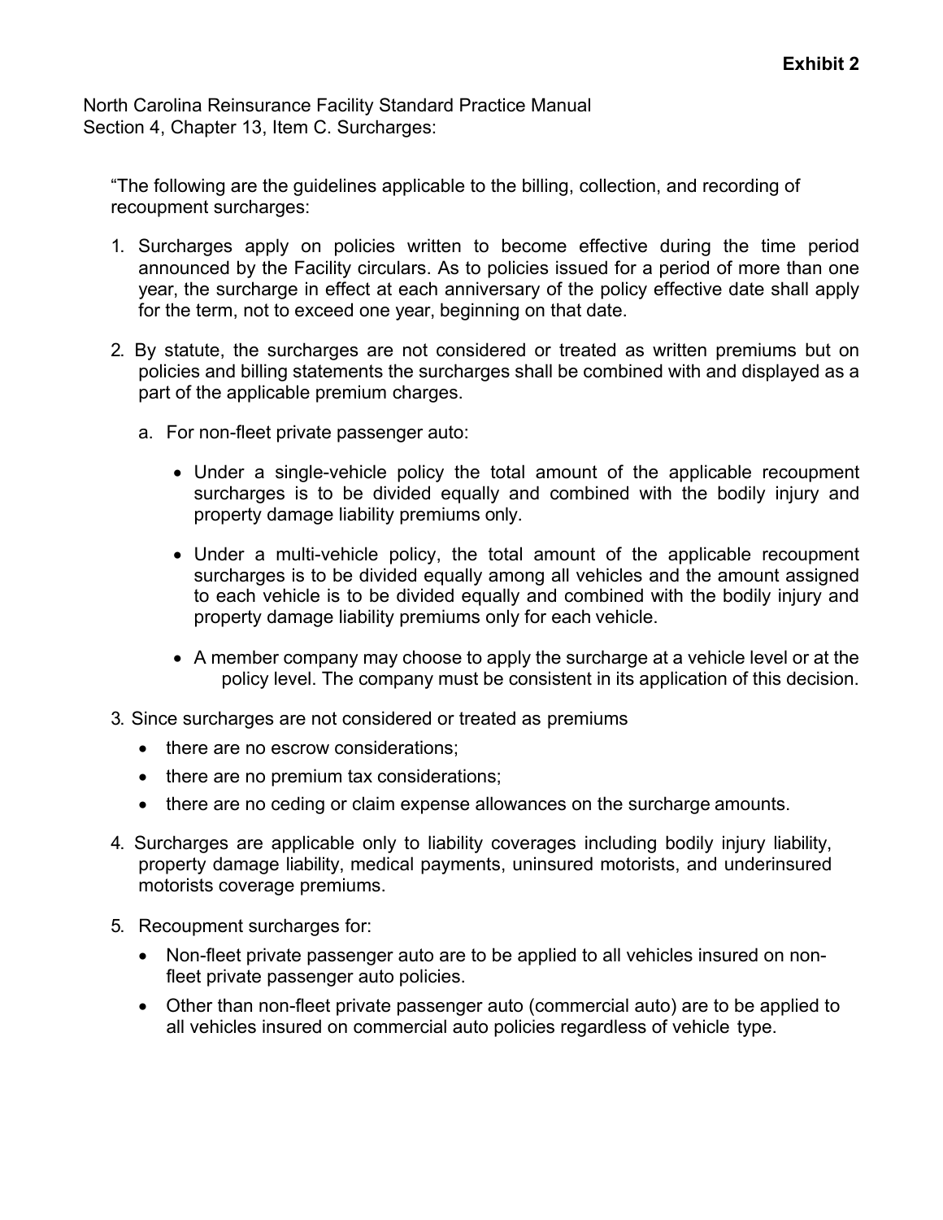**Exhibit 2**

North Carolina Reinsurance Facility Standard Practice Manual
Section 4, Chapter 13, Item C. Surcharges:

"The following are the guidelines applicable to the billing, collection, and recording of recoupment surcharges:

1. Surcharges apply on policies written to become effective during the time period announced by the Facility circulars. As to policies issued for a period of more than one year, the surcharge in effect at each anniversary of the policy effective date shall apply for the term, not to exceed one year, beginning on that date.

2. By statute, the surcharges are not considered or treated as written premiums but on policies and billing statements the surcharges shall be combined with and displayed as a part of the applicable premium charges.

   a. For non-fleet private passenger auto:

      - Under a single-vehicle policy the total amount of the applicable recoupment surcharges is to be divided equally and combined with the bodily injury and property damage liability premiums only.

      - Under a multi-vehicle policy, the total amount of the applicable recoupment surcharges is to be divided equally among all vehicles and the amount assigned to each vehicle is to be divided equally and combined with the bodily injury and property damage liability premiums only for each vehicle.

      - A member company may choose to apply the surcharge at a vehicle level or at the policy level. The company must be consistent in its application of this decision.

3. Since surcharges are not considered or treated as premiums
   - there are no escrow considerations;
   - there are no premium tax considerations;
   - there are no ceding or claim expense allowances on the surcharge amounts.

4. Surcharges are applicable only to liability coverages including bodily injury liability, property damage liability, medical payments, uninsured motorists, and underinsured motorists coverage premiums.

5. Recoupment surcharges for:
   - Non-fleet private passenger auto are to be applied to all vehicles insured on non-fleet private passenger auto policies.
   - Other than non-fleet private passenger auto (commercial auto) are to be applied to all vehicles insured on commercial auto policies regardless of vehicle type.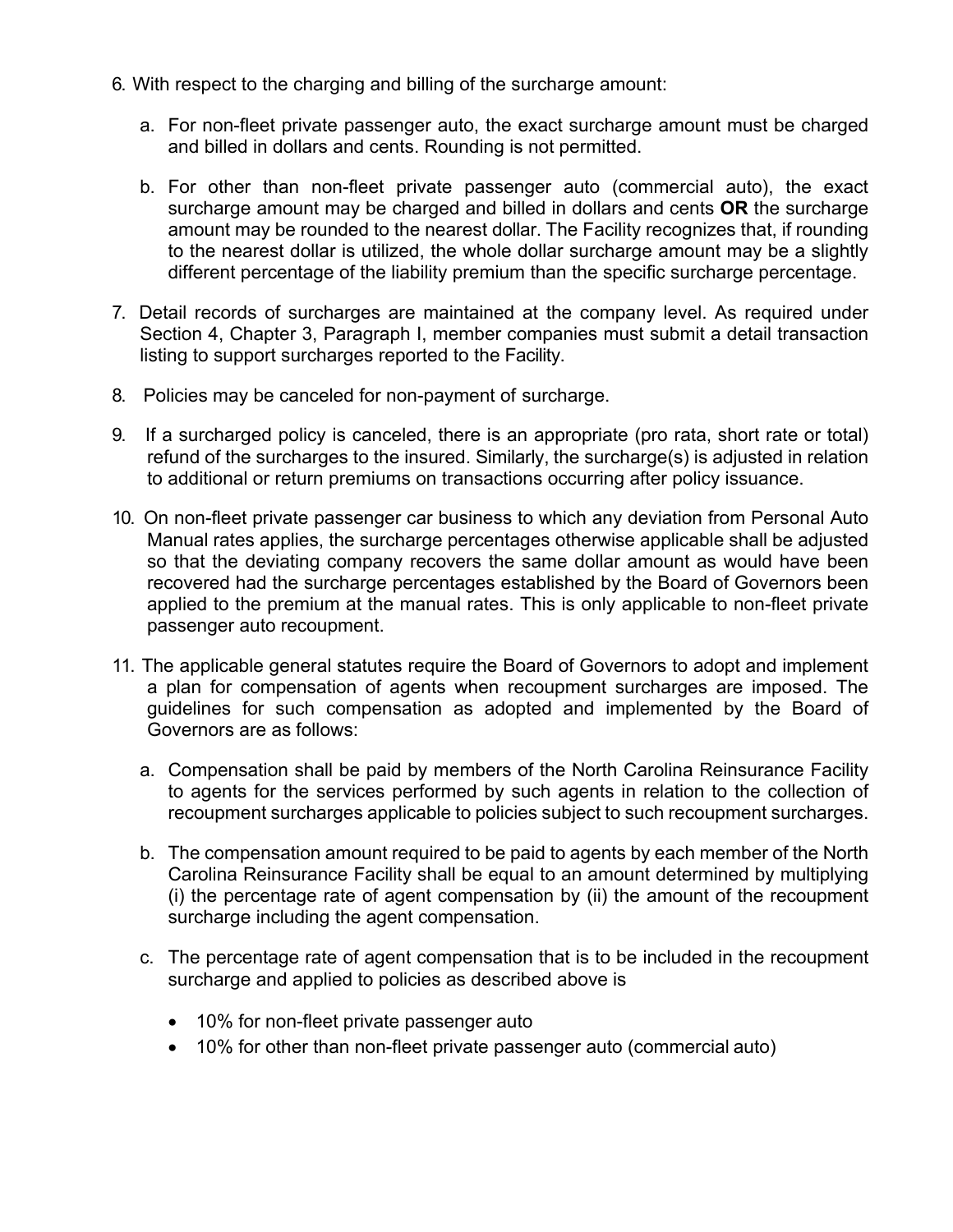6. With respect to the charging and billing of the surcharge amount:

   a. For non-fleet private passenger auto, the exact surcharge amount must be charged and billed in dollars and cents. Rounding is not permitted.

   b. For other than non-fleet private passenger auto (commercial auto), the exact surcharge amount may be charged and billed in dollars and cents **OR** the surcharge amount may be rounded to the nearest dollar. The Facility recognizes that, if rounding to the nearest dollar is utilized, the whole dollar surcharge amount may be a slightly different percentage of the liability premium than the specific surcharge percentage.

7. Detail records of surcharges are maintained at the company level. As required under Section 4, Chapter 3, Paragraph I, member companies must submit a detail transaction listing to support surcharges reported to the Facility.

8. Policies may be canceled for non-payment of surcharge.

9. If a surcharged policy is canceled, there is an appropriate (pro rata, short rate or total) refund of the surcharges to the insured. Similarly, the surcharge(s) is adjusted in relation to additional or return premiums on transactions occurring after policy issuance.

10. On non-fleet private passenger car business to which any deviation from Personal Auto Manual rates applies, the surcharge percentages otherwise applicable shall be adjusted so that the deviating company recovers the same dollar amount as would have been recovered had the surcharge percentages established by the Board of Governors been applied to the premium at the manual rates. This is only applicable to non-fleet private passenger auto recoupment.

11. The applicable general statutes require the Board of Governors to adopt and implement a plan for compensation of agents when recoupment surcharges are imposed. The guidelines for such compensation as adopted and implemented by the Board of Governors are as follows:

   a. Compensation shall be paid by members of the North Carolina Reinsurance Facility to agents for the services performed by such agents in relation to the collection of recoupment surcharges applicable to policies subject to such recoupment surcharges.

   b. The compensation amount required to be paid to agents by each member of the North Carolina Reinsurance Facility shall be equal to an amount determined by multiplying (i) the percentage rate of agent compensation by (ii) the amount of the recoupment surcharge including the agent compensation.

   c. The percentage rate of agent compensation that is to be included in the recoupment surcharge and applied to policies as described above is

      - 10% for non-fleet private passenger auto
      - 10% for other than non-fleet private passenger auto (commercial auto)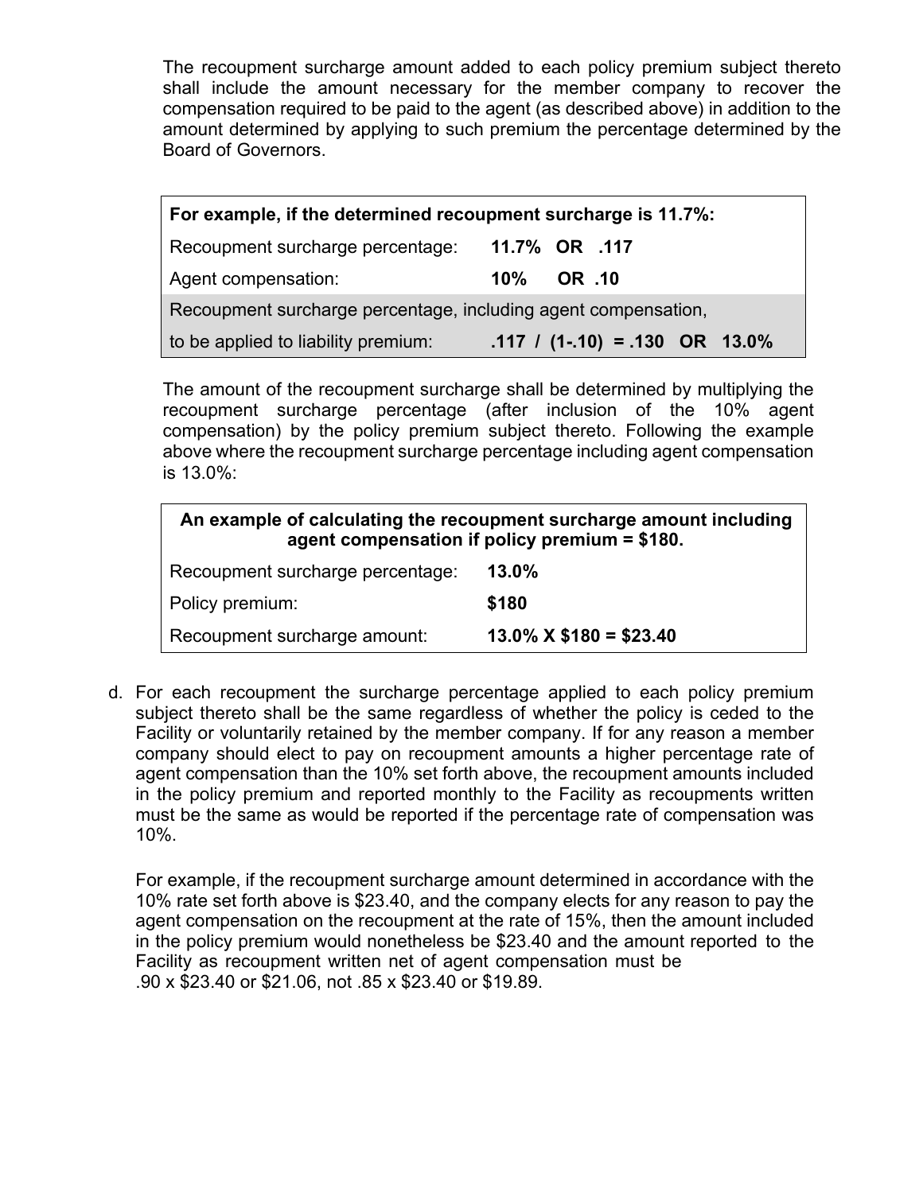The recoupment surcharge amount added to each policy premium subject thereto shall include the amount necessary for the member company to recover the compensation required to be paid to the agent (as described above) in addition to the amount determined by applying to such premium the percentage determined by the Board of Governors.

| **For example, if the determined recoupment surcharge is 11.7%:** | |
|---|---|
| Recoupment surcharge percentage: | **11.7% OR .117** |
| Agent compensation: | **10% OR .10** |
| Recoupment surcharge percentage, including agent compensation, to be applied to liability premium: | **.117 / (1-.10) = .130 OR 13.0%** |

The amount of the recoupment surcharge shall be determined by multiplying the recoupment surcharge percentage (after inclusion of the 10% agent compensation) by the policy premium subject thereto. Following the example above where the recoupment surcharge percentage including agent compensation is 13.0%:

| **An example of calculating the recoupment surcharge amount including agent compensation if policy premium = $180.** | |
|---|---|
| Recoupment surcharge percentage: | **13.0%** |
| Policy premium: | **$180** |
| Recoupment surcharge amount: | **13.0% X $180 = $23.40** |

d. For each recoupment the surcharge percentage applied to each policy premium subject thereto shall be the same regardless of whether the policy is ceded to the Facility or voluntarily retained by the member company. If for any reason a member company should elect to pay on recoupment amounts a higher percentage rate of agent compensation than the 10% set forth above, the recoupment amounts included in the policy premium and reported monthly to the Facility as recoupments written must be the same as would be reported if the percentage rate of compensation was 10%.

   For example, if the recoupment surcharge amount determined in accordance with the 10% rate set forth above is $23.40, and the company elects for any reason to pay the agent compensation on the recoupment at the rate of 15%, then the amount included in the policy premium would nonetheless be $23.40 and the amount reported to the Facility as recoupment written net of agent compensation must be .90 x $23.40 or $21.06, not .85 x $23.40 or $19.89.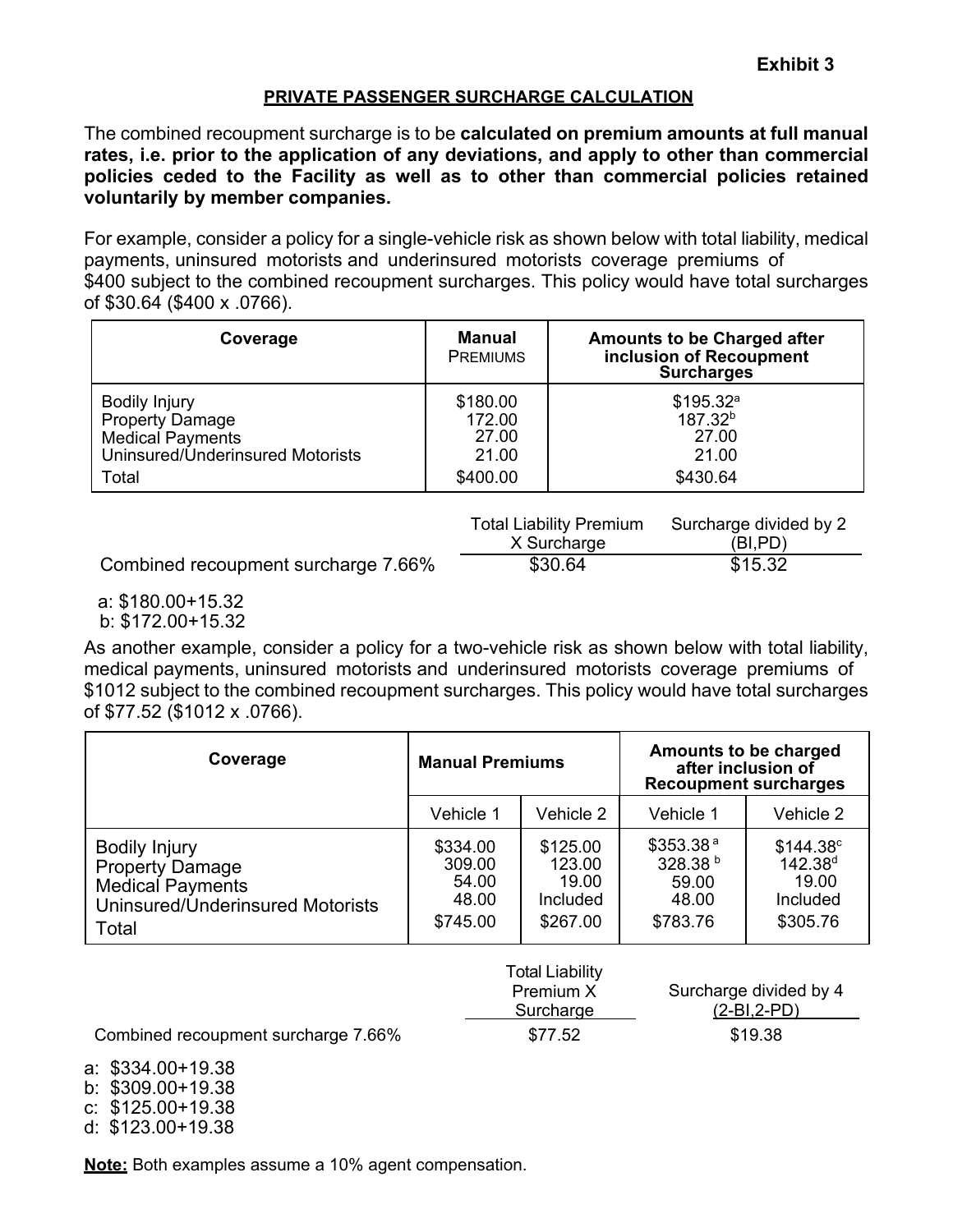**Exhibit 3**

**PRIVATE PASSENGER SURCHARGE CALCULATION**

The combined recoupment surcharge is to be **calculated on premium amounts at full manual rates, i.e. prior to the application of any deviations, and apply to other than commercial policies ceded to the Facility as well as to other than commercial policies retained voluntarily by member companies.**

For example, consider a policy for a single-vehicle risk as shown below with total liability, medical payments, uninsured motorists and underinsured motorists coverage premiums of $400 subject to the combined recoupment surcharges. This policy would have total surcharges of $30.64 ($400 x .0766).

| Coverage | Manual Premiums | Amounts to be Charged after inclusion of Recoupment Surcharges |
|---|---|---|
| Bodily Injury | $180.00 | $195.32[a] |
| Property Damage | 172.00 | 187.32[b] |
| Medical Payments | 27.00 | 27.00 |
| Uninsured/Underinsured Motorists | 21.00 | 21.00 |
| Total | $400.00 | $430.64 |

| | Total Liability Premium X Surcharge | Surcharge divided by 2 (BI,PD) |
|---|---|---|
| Combined recoupment surcharge 7.66% | $30.64 | $15.32 |

a: $180.00+15.32
b: $172.00+15.32

As another example, consider a policy for a two-vehicle risk as shown below with total liability, medical payments, uninsured motorists and underinsured motorists coverage premiums of $1012 subject to the combined recoupment surcharges. This policy would have total surcharges of $77.52 ($1012 x .0766).

| Coverage | Manual Premiums | | Amounts to be charged after inclusion of Recoupment surcharges | |
|---|---|---|---|---|
| | Vehicle 1 | Vehicle 2 | Vehicle 1 | Vehicle 2 |
| Bodily Injury | $334.00 | $125.00 | $353.38[a] | $144.38[c] |
| Property Damage | 309.00 | 123.00 | 328.38[b] | 142.38[d] |
| Medical Payments | 54.00 | 19.00 | 59.00 | 19.00 |
| Uninsured/Underinsured Motorists | 48.00 | Included | 48.00 | Included |
| Total | $745.00 | $267.00 | $783.76 | $305.76 |

| | Total Liability Premium X Surcharge | Surcharge divided by 4 (2-BI,2-PD) |
|---|---|---|
| Combined recoupment surcharge 7.66% | $77.52 | $19.38 |

a: $334.00+19.38
b: $309.00+19.38
c: $125.00+19.38
d: $123.00+19.38

**Note:** Both examples assume a 10% agent compensation.